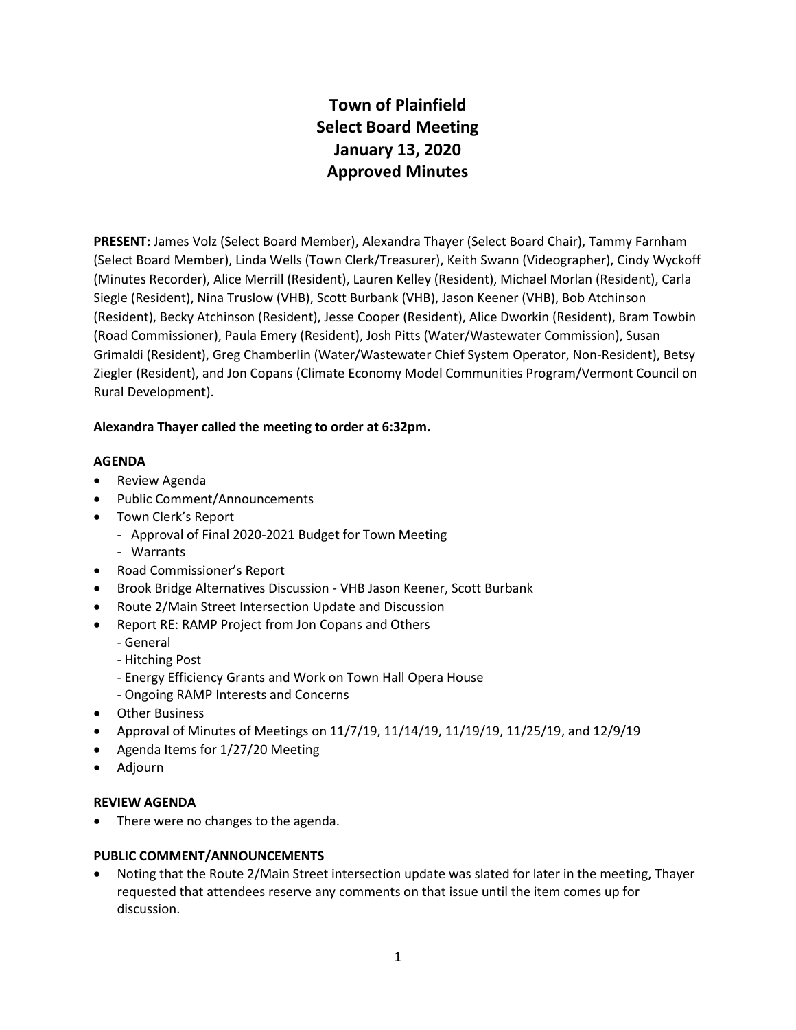# Town of Plainfield
# Select Board Meeting
# January 13, 2020
# Approved Minutes

**PRESENT:** James Volz (Select Board Member), Alexandra Thayer (Select Board Chair), Tammy Farnham (Select Board Member), Linda Wells (Town Clerk/Treasurer), Keith Swann (Videographer), Cindy Wyckoff (Minutes Recorder), Alice Merrill (Resident), Lauren Kelley (Resident), Michael Morlan (Resident), Carla Siegle (Resident), Nina Truslow (VHB), Scott Burbank (VHB), Jason Keener (VHB), Bob Atchinson (Resident), Becky Atchinson (Resident), Jesse Cooper (Resident), Alice Dworkin (Resident), Bram Towbin (Road Commissioner), Paula Emery (Resident), Josh Pitts (Water/Wastewater Commission), Susan Grimaldi (Resident), Greg Chamberlin (Water/Wastewater Chief System Operator, Non-Resident), Betsy Ziegler (Resident), and Jon Copans (Climate Economy Model Communities Program/Vermont Council on Rural Development).

**Alexandra Thayer called the meeting to order at 6:32pm.**

**AGENDA**

- Review Agenda
- Public Comment/Announcements
- Town Clerk's Report
  - Approval of Final 2020-2021 Budget for Town Meeting
  - Warrants
- Road Commissioner's Report
- Brook Bridge Alternatives Discussion - VHB Jason Keener, Scott Burbank
- Route 2/Main Street Intersection Update and Discussion
- Report RE: RAMP Project from Jon Copans and Others
  - General
  - Hitching Post
  - Energy Efficiency Grants and Work on Town Hall Opera House
  - Ongoing RAMP Interests and Concerns
- Other Business
- Approval of Minutes of Meetings on 11/7/19, 11/14/19, 11/19/19, 11/25/19, and 12/9/19
- Agenda Items for 1/27/20 Meeting
- Adjourn

**REVIEW AGENDA**

- There were no changes to the agenda.

**PUBLIC COMMENT/ANNOUNCEMENTS**

- Noting that the Route 2/Main Street intersection update was slated for later in the meeting, Thayer requested that attendees reserve any comments on that issue until the item comes up for discussion.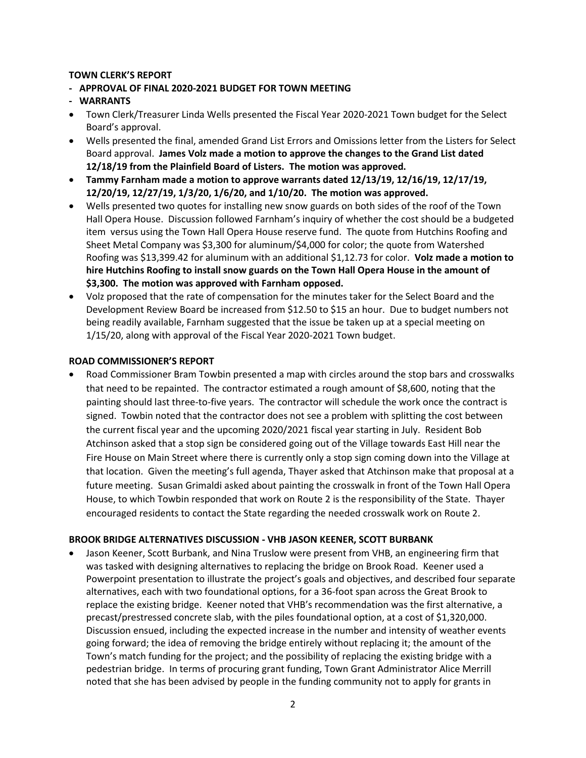**TOWN CLERK'S REPORT**

**- APPROVAL OF FINAL 2020-2021 BUDGET FOR TOWN MEETING**

**- WARRANTS**

- Town Clerk/Treasurer Linda Wells presented the Fiscal Year 2020-2021 Town budget for the Select Board's approval.
- Wells presented the final, amended Grand List Errors and Omissions letter from the Listers for Select Board approval. **James Volz made a motion to approve the changes to the Grand List dated 12/18/19 from the Plainfield Board of Listers. The motion was approved.**
- **Tammy Farnham made a motion to approve warrants dated 12/13/19, 12/16/19, 12/17/19, 12/20/19, 12/27/19, 1/3/20, 1/6/20, and 1/10/20. The motion was approved.**
- Wells presented two quotes for installing new snow guards on both sides of the roof of the Town Hall Opera House. Discussion followed Farnham's inquiry of whether the cost should be a budgeted item versus using the Town Hall Opera House reserve fund. The quote from Hutchins Roofing and Sheet Metal Company was $3,300 for aluminum/$4,000 for color; the quote from Watershed Roofing was $13,399.42 for aluminum with an additional $1,12.73 for color. **Volz made a motion to hire Hutchins Roofing to install snow guards on the Town Hall Opera House in the amount of $3,300. The motion was approved with Farnham opposed.**
- Volz proposed that the rate of compensation for the minutes taker for the Select Board and the Development Review Board be increased from $12.50 to $15 an hour. Due to budget numbers not being readily available, Farnham suggested that the issue be taken up at a special meeting on 1/15/20, along with approval of the Fiscal Year 2020-2021 Town budget.

**ROAD COMMISSIONER'S REPORT**

- Road Commissioner Bram Towbin presented a map with circles around the stop bars and crosswalks that need to be repainted. The contractor estimated a rough amount of $8,600, noting that the painting should last three-to-five years. The contractor will schedule the work once the contract is signed. Towbin noted that the contractor does not see a problem with splitting the cost between the current fiscal year and the upcoming 2020/2021 fiscal year starting in July. Resident Bob Atchinson asked that a stop sign be considered going out of the Village towards East Hill near the Fire House on Main Street where there is currently only a stop sign coming down into the Village at that location. Given the meeting's full agenda, Thayer asked that Atchinson make that proposal at a future meeting. Susan Grimaldi asked about painting the crosswalk in front of the Town Hall Opera House, to which Towbin responded that work on Route 2 is the responsibility of the State. Thayer encouraged residents to contact the State regarding the needed crosswalk work on Route 2.

**BROOK BRIDGE ALTERNATIVES DISCUSSION - VHB JASON KEENER, SCOTT BURBANK**

- Jason Keener, Scott Burbank, and Nina Truslow were present from VHB, an engineering firm that was tasked with designing alternatives to replacing the bridge on Brook Road. Keener used a Powerpoint presentation to illustrate the project's goals and objectives, and described four separate alternatives, each with two foundational options, for a 36-foot span across the Great Brook to replace the existing bridge. Keener noted that VHB's recommendation was the first alternative, a precast/prestressed concrete slab, with the piles foundational option, at a cost of $1,320,000. Discussion ensued, including the expected increase in the number and intensity of weather events going forward; the idea of removing the bridge entirely without replacing it; the amount of the Town's match funding for the project; and the possibility of replacing the existing bridge with a pedestrian bridge. In terms of procuring grant funding, Town Grant Administrator Alice Merrill noted that she has been advised by people in the funding community not to apply for grants in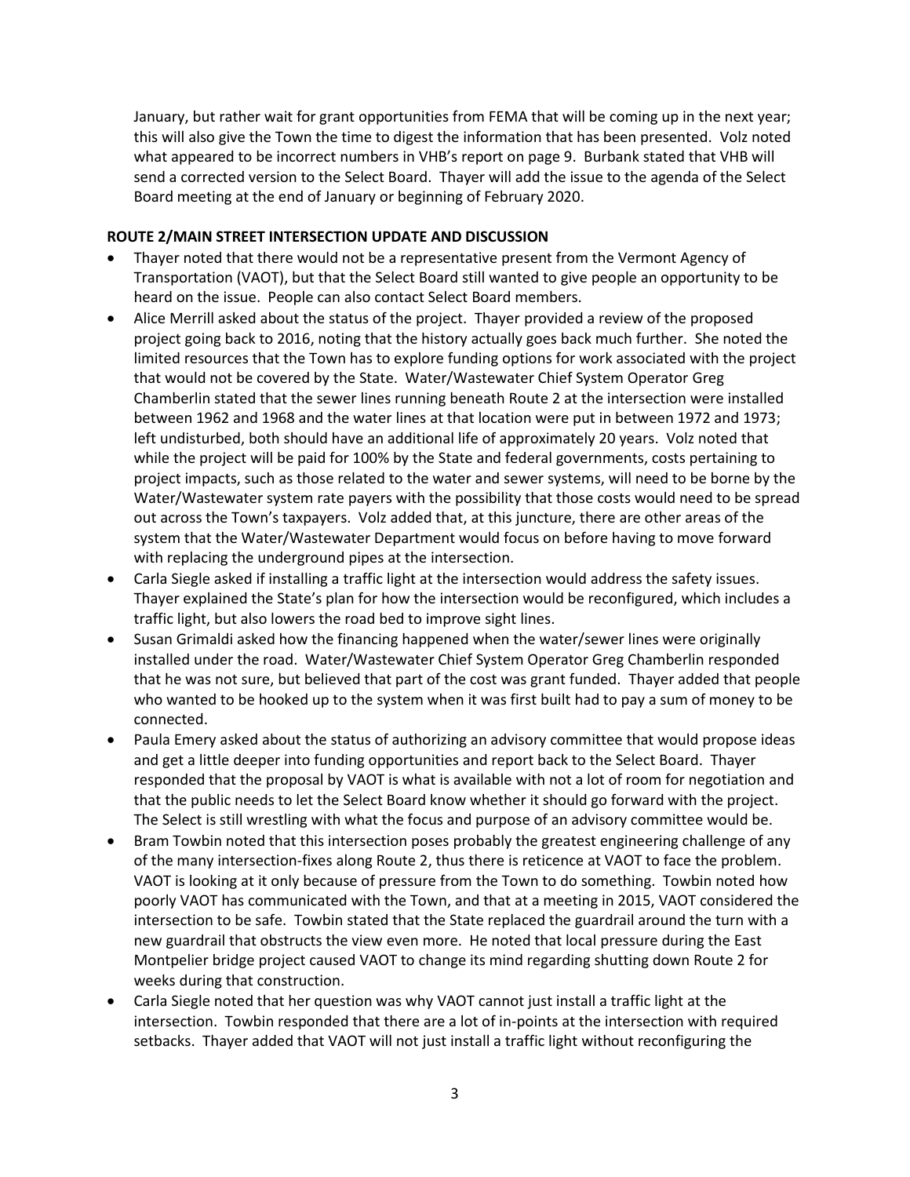January, but rather wait for grant opportunities from FEMA that will be coming up in the next year; this will also give the Town the time to digest the information that has been presented. Volz noted what appeared to be incorrect numbers in VHB's report on page 9. Burbank stated that VHB will send a corrected version to the Select Board. Thayer will add the issue to the agenda of the Select Board meeting at the end of January or beginning of February 2020.

**ROUTE 2/MAIN STREET INTERSECTION UPDATE AND DISCUSSION**

- Thayer noted that there would not be a representative present from the Vermont Agency of Transportation (VAOT), but that the Select Board still wanted to give people an opportunity to be heard on the issue. People can also contact Select Board members.
- Alice Merrill asked about the status of the project. Thayer provided a review of the proposed project going back to 2016, noting that the history actually goes back much further. She noted the limited resources that the Town has to explore funding options for work associated with the project that would not be covered by the State. Water/Wastewater Chief System Operator Greg Chamberlin stated that the sewer lines running beneath Route 2 at the intersection were installed between 1962 and 1968 and the water lines at that location were put in between 1972 and 1973; left undisturbed, both should have an additional life of approximately 20 years. Volz noted that while the project will be paid for 100% by the State and federal governments, costs pertaining to project impacts, such as those related to the water and sewer systems, will need to be borne by the Water/Wastewater system rate payers with the possibility that those costs would need to be spread out across the Town's taxpayers. Volz added that, at this juncture, there are other areas of the system that the Water/Wastewater Department would focus on before having to move forward with replacing the underground pipes at the intersection.
- Carla Siegle asked if installing a traffic light at the intersection would address the safety issues. Thayer explained the State's plan for how the intersection would be reconfigured, which includes a traffic light, but also lowers the road bed to improve sight lines.
- Susan Grimaldi asked how the financing happened when the water/sewer lines were originally installed under the road. Water/Wastewater Chief System Operator Greg Chamberlin responded that he was not sure, but believed that part of the cost was grant funded. Thayer added that people who wanted to be hooked up to the system when it was first built had to pay a sum of money to be connected.
- Paula Emery asked about the status of authorizing an advisory committee that would propose ideas and get a little deeper into funding opportunities and report back to the Select Board. Thayer responded that the proposal by VAOT is what is available with not a lot of room for negotiation and that the public needs to let the Select Board know whether it should go forward with the project. The Select is still wrestling with what the focus and purpose of an advisory committee would be.
- Bram Towbin noted that this intersection poses probably the greatest engineering challenge of any of the many intersection-fixes along Route 2, thus there is reticence at VAOT to face the problem. VAOT is looking at it only because of pressure from the Town to do something. Towbin noted how poorly VAOT has communicated with the Town, and that at a meeting in 2015, VAOT considered the intersection to be safe. Towbin stated that the State replaced the guardrail around the turn with a new guardrail that obstructs the view even more. He noted that local pressure during the East Montpelier bridge project caused VAOT to change its mind regarding shutting down Route 2 for weeks during that construction.
- Carla Siegle noted that her question was why VAOT cannot just install a traffic light at the intersection. Towbin responded that there are a lot of in-points at the intersection with required setbacks. Thayer added that VAOT will not just install a traffic light without reconfiguring the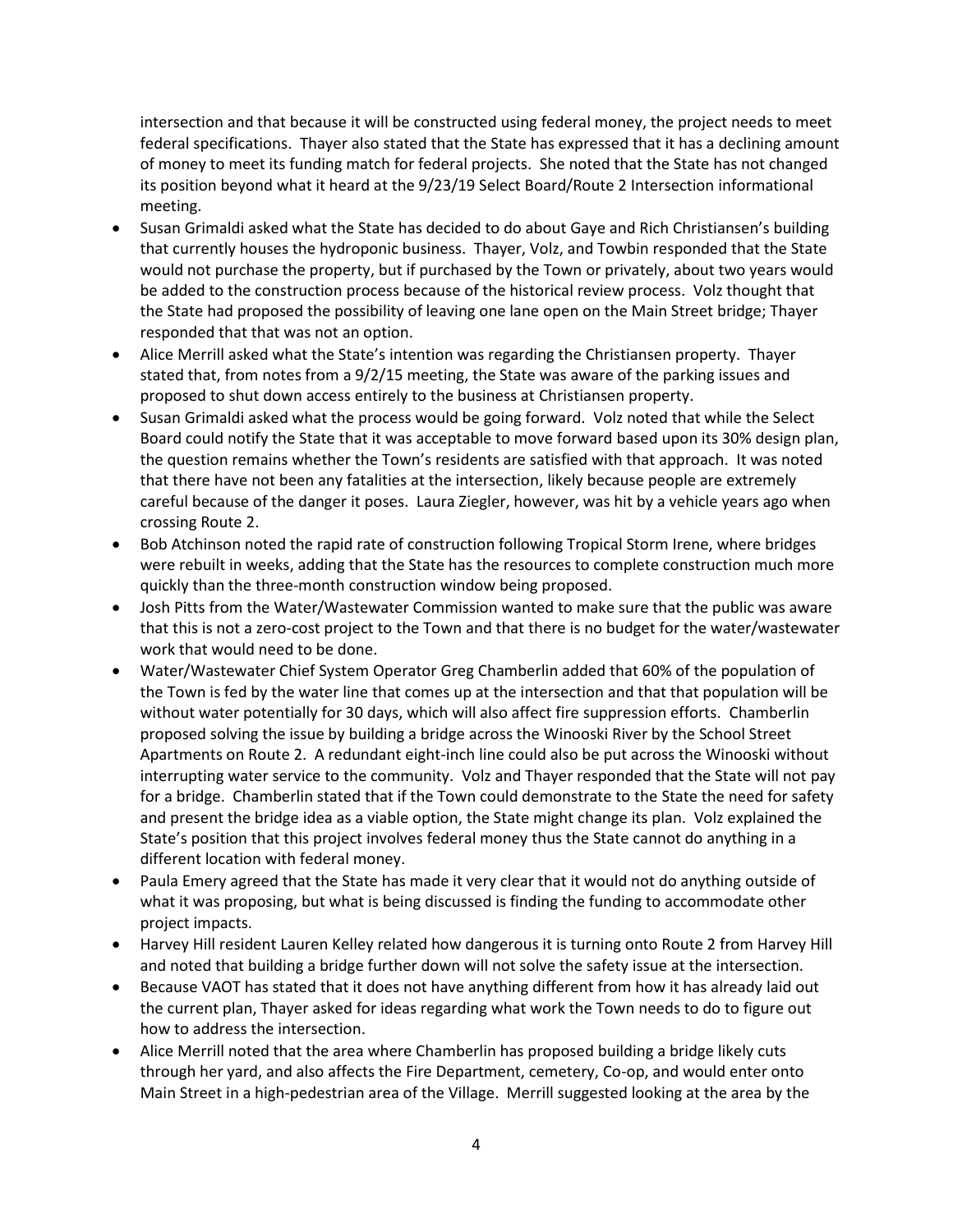intersection and that because it will be constructed using federal money, the project needs to meet federal specifications. Thayer also stated that the State has expressed that it has a declining amount of money to meet its funding match for federal projects. She noted that the State has not changed its position beyond what it heard at the 9/23/19 Select Board/Route 2 Intersection informational meeting.

- Susan Grimaldi asked what the State has decided to do about Gaye and Rich Christiansen's building that currently houses the hydroponic business. Thayer, Volz, and Towbin responded that the State would not purchase the property, but if purchased by the Town or privately, about two years would be added to the construction process because of the historical review process. Volz thought that the State had proposed the possibility of leaving one lane open on the Main Street bridge; Thayer responded that that was not an option.
- Alice Merrill asked what the State's intention was regarding the Christiansen property. Thayer stated that, from notes from a 9/2/15 meeting, the State was aware of the parking issues and proposed to shut down access entirely to the business at Christiansen property.
- Susan Grimaldi asked what the process would be going forward. Volz noted that while the Select Board could notify the State that it was acceptable to move forward based upon its 30% design plan, the question remains whether the Town's residents are satisfied with that approach. It was noted that there have not been any fatalities at the intersection, likely because people are extremely careful because of the danger it poses. Laura Ziegler, however, was hit by a vehicle years ago when crossing Route 2.
- Bob Atchinson noted the rapid rate of construction following Tropical Storm Irene, where bridges were rebuilt in weeks, adding that the State has the resources to complete construction much more quickly than the three-month construction window being proposed.
- Josh Pitts from the Water/Wastewater Commission wanted to make sure that the public was aware that this is not a zero-cost project to the Town and that there is no budget for the water/wastewater work that would need to be done.
- Water/Wastewater Chief System Operator Greg Chamberlin added that 60% of the population of the Town is fed by the water line that comes up at the intersection and that that population will be without water potentially for 30 days, which will also affect fire suppression efforts. Chamberlin proposed solving the issue by building a bridge across the Winooski River by the School Street Apartments on Route 2. A redundant eight-inch line could also be put across the Winooski without interrupting water service to the community. Volz and Thayer responded that the State will not pay for a bridge. Chamberlin stated that if the Town could demonstrate to the State the need for safety and present the bridge idea as a viable option, the State might change its plan. Volz explained the State's position that this project involves federal money thus the State cannot do anything in a different location with federal money.
- Paula Emery agreed that the State has made it very clear that it would not do anything outside of what it was proposing, but what is being discussed is finding the funding to accommodate other project impacts.
- Harvey Hill resident Lauren Kelley related how dangerous it is turning onto Route 2 from Harvey Hill and noted that building a bridge further down will not solve the safety issue at the intersection.
- Because VAOT has stated that it does not have anything different from how it has already laid out the current plan, Thayer asked for ideas regarding what work the Town needs to do to figure out how to address the intersection.
- Alice Merrill noted that the area where Chamberlin has proposed building a bridge likely cuts through her yard, and also affects the Fire Department, cemetery, Co-op, and would enter onto Main Street in a high-pedestrian area of the Village. Merrill suggested looking at the area by the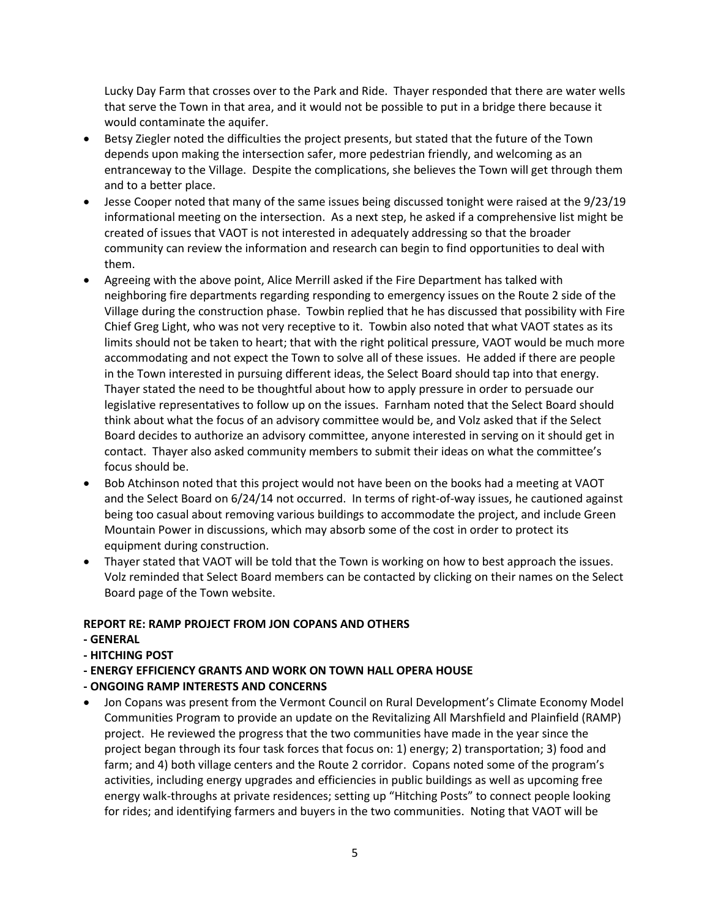Lucky Day Farm that crosses over to the Park and Ride. Thayer responded that there are water wells that serve the Town in that area, and it would not be possible to put in a bridge there because it would contaminate the aquifer.

- Betsy Ziegler noted the difficulties the project presents, but stated that the future of the Town depends upon making the intersection safer, more pedestrian friendly, and welcoming as an entranceway to the Village. Despite the complications, she believes the Town will get through them and to a better place.
- Jesse Cooper noted that many of the same issues being discussed tonight were raised at the 9/23/19 informational meeting on the intersection. As a next step, he asked if a comprehensive list might be created of issues that VAOT is not interested in adequately addressing so that the broader community can review the information and research can begin to find opportunities to deal with them.
- Agreeing with the above point, Alice Merrill asked if the Fire Department has talked with neighboring fire departments regarding responding to emergency issues on the Route 2 side of the Village during the construction phase. Towbin replied that he has discussed that possibility with Fire Chief Greg Light, who was not very receptive to it. Towbin also noted that what VAOT states as its limits should not be taken to heart; that with the right political pressure, VAOT would be much more accommodating and not expect the Town to solve all of these issues. He added if there are people in the Town interested in pursuing different ideas, the Select Board should tap into that energy. Thayer stated the need to be thoughtful about how to apply pressure in order to persuade our legislative representatives to follow up on the issues. Farnham noted that the Select Board should think about what the focus of an advisory committee would be, and Volz asked that if the Select Board decides to authorize an advisory committee, anyone interested in serving on it should get in contact. Thayer also asked community members to submit their ideas on what the committee's focus should be.
- Bob Atchinson noted that this project would not have been on the books had a meeting at VAOT and the Select Board on 6/24/14 not occurred. In terms of right-of-way issues, he cautioned against being too casual about removing various buildings to accommodate the project, and include Green Mountain Power in discussions, which may absorb some of the cost in order to protect its equipment during construction.
- Thayer stated that VAOT will be told that the Town is working on how to best approach the issues. Volz reminded that Select Board members can be contacted by clicking on their names on the Select Board page of the Town website.

**REPORT RE: RAMP PROJECT FROM JON COPANS AND OTHERS**
**- GENERAL**
**- HITCHING POST**
**- ENERGY EFFICIENCY GRANTS AND WORK ON TOWN HALL OPERA HOUSE**
**- ONGOING RAMP INTERESTS AND CONCERNS**

- Jon Copans was present from the Vermont Council on Rural Development's Climate Economy Model Communities Program to provide an update on the Revitalizing All Marshfield and Plainfield (RAMP) project. He reviewed the progress that the two communities have made in the year since the project began through its four task forces that focus on: 1) energy; 2) transportation; 3) food and farm; and 4) both village centers and the Route 2 corridor. Copans noted some of the program's activities, including energy upgrades and efficiencies in public buildings as well as upcoming free energy walk-throughs at private residences; setting up "Hitching Posts" to connect people looking for rides; and identifying farmers and buyers in the two communities. Noting that VAOT will be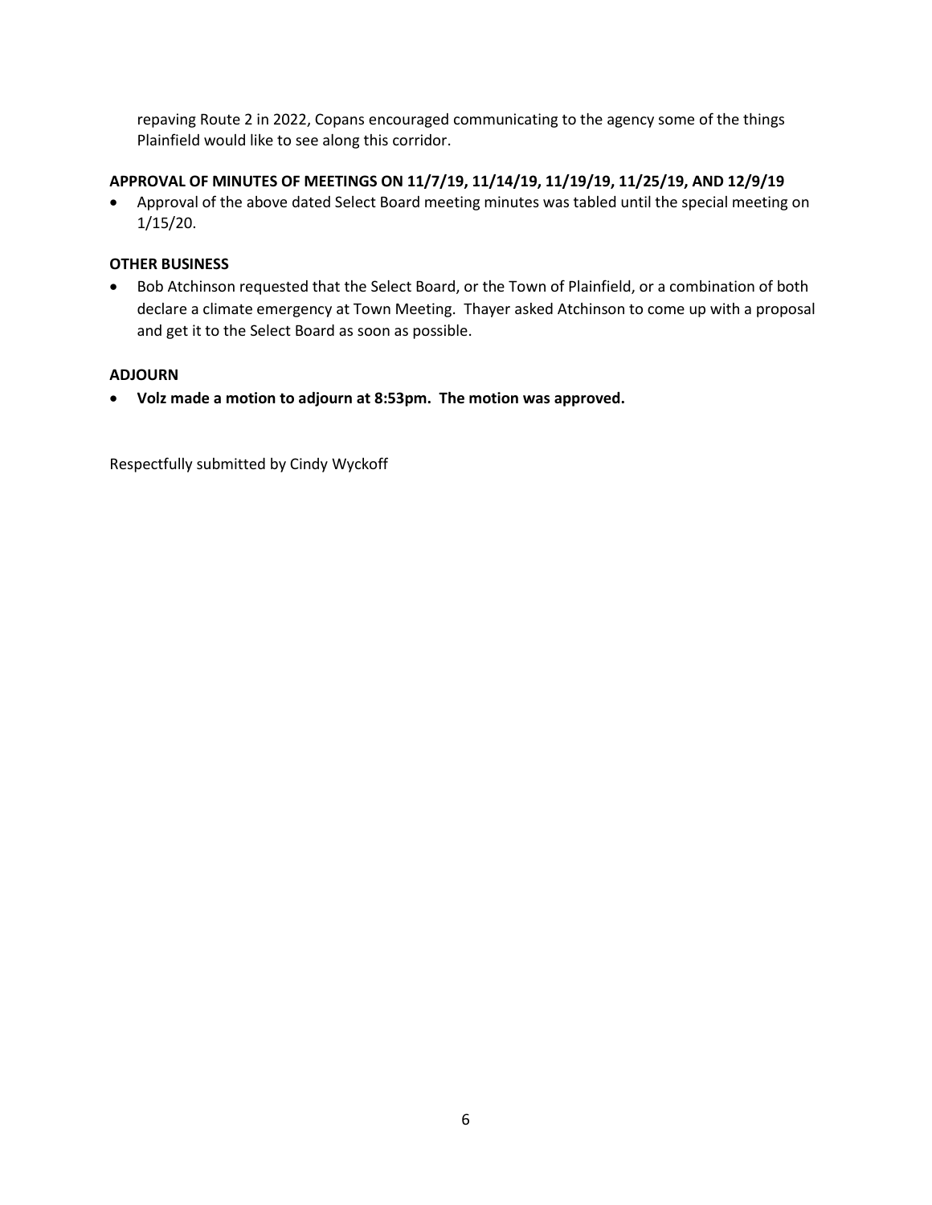repaving Route 2 in 2022, Copans encouraged communicating to the agency some of the things Plainfield would like to see along this corridor.

**APPROVAL OF MINUTES OF MEETINGS ON 11/7/19, 11/14/19, 11/19/19, 11/25/19, AND 12/9/19**

- Approval of the above dated Select Board meeting minutes was tabled until the special meeting on 1/15/20.

**OTHER BUSINESS**

- Bob Atchinson requested that the Select Board, or the Town of Plainfield, or a combination of both declare a climate emergency at Town Meeting. Thayer asked Atchinson to come up with a proposal and get it to the Select Board as soon as possible.

**ADJOURN**

- **Volz made a motion to adjourn at 8:53pm. The motion was approved.**

Respectfully submitted by Cindy Wyckoff